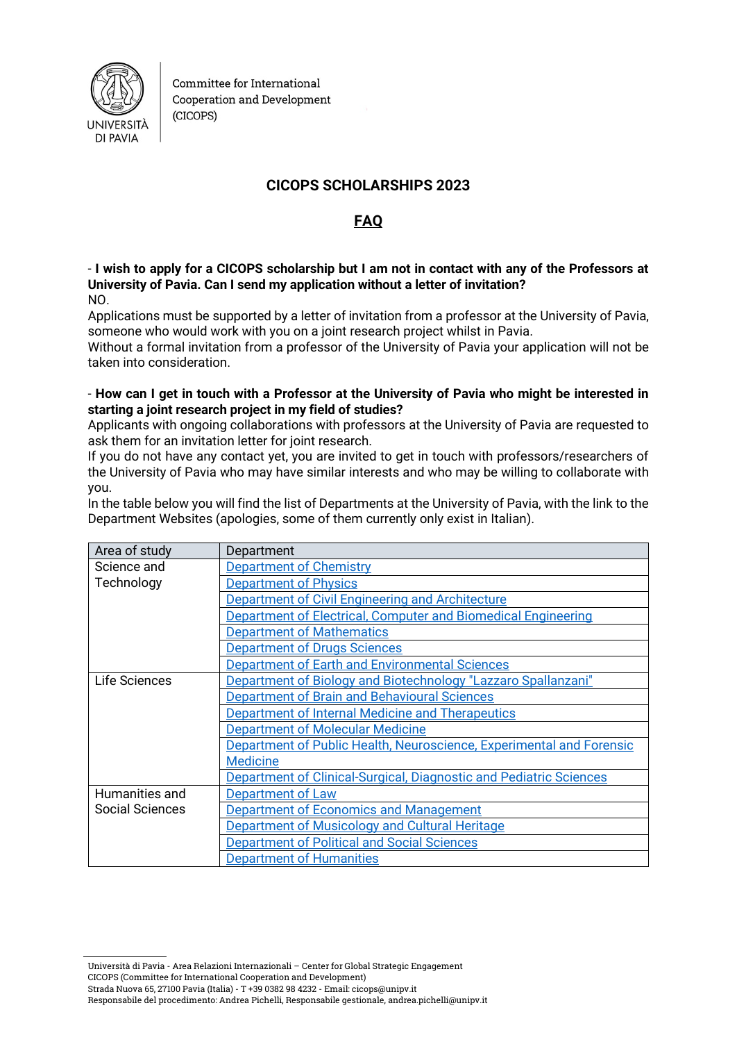Committee for International Cooperation and Development (CICOPS)

# CICOPS SCHOLARSHIPS 2023

## FAQ

- **I wish to apply for a CICOPS scholarship but I am not in contact with any of the Professors at University of Pavia. Can I send my application without a letter of invitation?**

NO.

Applications must be supported by a letter of invitation from a professor at the University of Pavia, someone who would work with you on a joint research project whilst in Pavia.

Without a formal invitation from a professor of the University of Pavia your application will not be taken into consideration.

- **How can I get in touch with a Professor at the University of Pavia who might be interested in starting a joint research project in my field of studies?**

Applicants with ongoing collaborations with professors at the University of Pavia are requested to ask them for an invitation letter for joint research.

If you do not have any contact yet, you are invited to get in touch with professors/researchers of the University of Pavia who may have similar interests and who may be willing to collaborate with you.

In the table below you will find the list of Departments at the University of Pavia, with the link to the Department Websites (apologies, some of them currently only exist in Italian).

| Area of study | Department |
|---|---|
| Science and Technology | Department of Chemistry |
| | Department of Physics |
| | Department of Civil Engineering and Architecture |
| | Department of Electrical, Computer and Biomedical Engineering |
| | Department of Mathematics |
| | Department of Drugs Sciences |
| | Department of Earth and Environmental Sciences |
| Life Sciences | Department of Biology and Biotechnology "Lazzaro Spallanzani" |
| | Department of Brain and Behavioural Sciences |
| | Department of Internal Medicine and Therapeutics |
| | Department of Molecular Medicine |
| | Department of Public Health, Neuroscience, Experimental and Forensic Medicine |
| | Department of Clinical-Surgical, Diagnostic and Pediatric Sciences |
| Humanities and Social Sciences | Department of Law |
| | Department of Economics and Management |
| | Department of Musicology and Cultural Heritage |
| | Department of Political and Social Sciences |
| | Department of Humanities |

Università di Pavia - Area Relazioni Internazionali – Center for Global Strategic Engagement
CICOPS (Committee for International Cooperation and Development)
Strada Nuova 65, 27100 Pavia (Italia) - T +39 0382 98 4232 - Email: cicops@unipv.it
Responsabile del procedimento: Andrea Pichelli, Responsabile gestionale, andrea.pichelli@unipv.it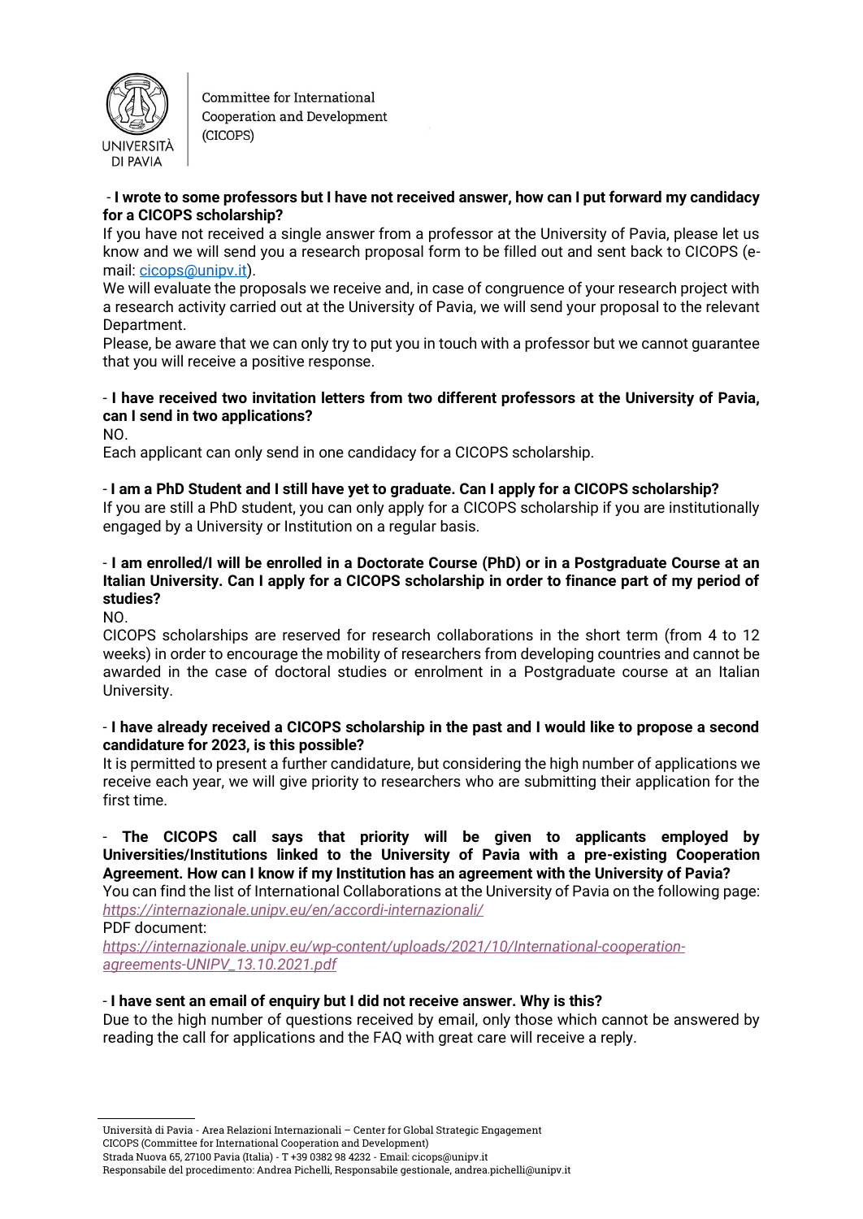- **I wrote to some professors but I have not received answer, how can I put forward my candidacy for a CICOPS scholarship?**

If you have not received a single answer from a professor at the University of Pavia, please let us know and we will send you a research proposal form to be filled out and sent back to CICOPS (e-mail: cicops@unipv.it).

We will evaluate the proposals we receive and, in case of congruence of your research project with a research activity carried out at the University of Pavia, we will send your proposal to the relevant Department.

Please, be aware that we can only try to put you in touch with a professor but we cannot guarantee that you will receive a positive response.

- **I have received two invitation letters from two different professors at the University of Pavia, can I send in two applications?**

NO.

Each applicant can only send in one candidacy for a CICOPS scholarship.

- **I am a PhD Student and I still have yet to graduate. Can I apply for a CICOPS scholarship?**

If you are still a PhD student, you can only apply for a CICOPS scholarship if you are institutionally engaged by a University or Institution on a regular basis.

- **I am enrolled/I will be enrolled in a Doctorate Course (PhD) or in a Postgraduate Course at an Italian University. Can I apply for a CICOPS scholarship in order to finance part of my period of studies?**

NO.

CICOPS scholarships are reserved for research collaborations in the short term (from 4 to 12 weeks) in order to encourage the mobility of researchers from developing countries and cannot be awarded in the case of doctoral studies or enrolment in a Postgraduate course at an Italian University.

- **I have already received a CICOPS scholarship in the past and I would like to propose a second candidature for 2023, is this possible?**

It is permitted to present a further candidature, but considering the high number of applications we receive each year, we will give priority to researchers who are submitting their application for the first time.

- **The CICOPS call says that priority will be given to applicants employed by Universities/Institutions linked to the University of Pavia with a pre-existing Cooperation Agreement. How can I know if my Institution has an agreement with the University of Pavia?**

You can find the list of International Collaborations at the University of Pavia on the following page: *https://internazionale.unipv.eu/en/accordi-internazionali/*

PDF document:

*https://internazionale.unipv.eu/wp-content/uploads/2021/10/International-cooperation-agreements-UNIPV_13.10.2021.pdf*

- **I have sent an email of enquiry but I did not receive answer. Why is this?**

Due to the high number of questions received by email, only those which cannot be answered by reading the call for applications and the FAQ with great care will receive a reply.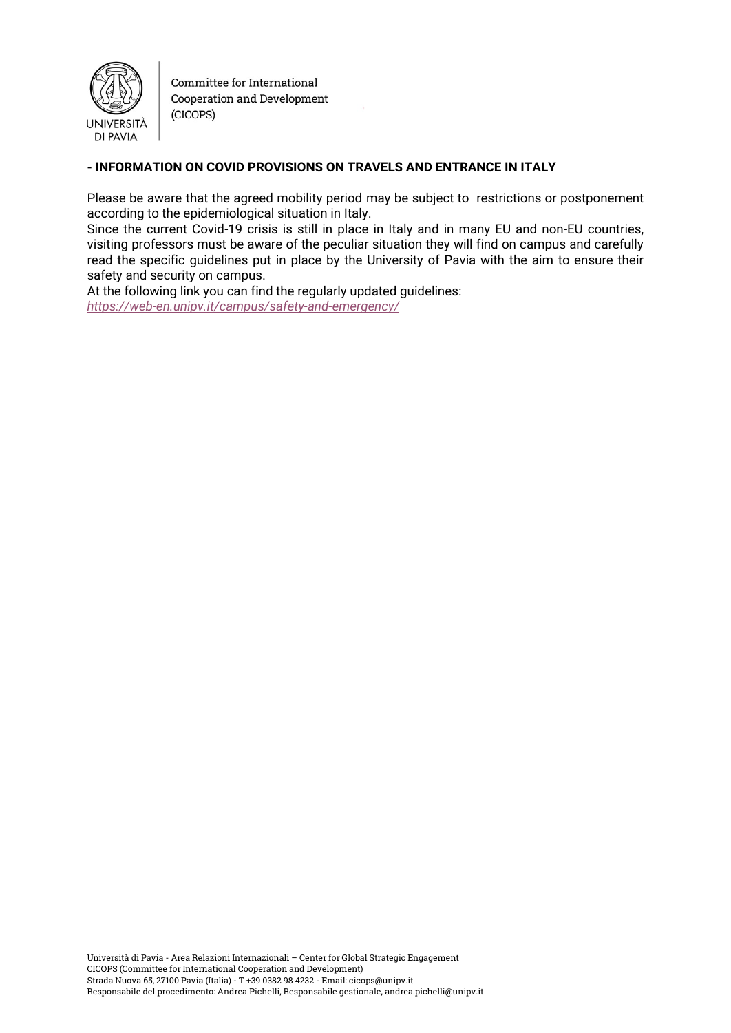## - INFORMATION ON COVID PROVISIONS ON TRAVELS AND ENTRANCE IN ITALY

Please be aware that the agreed mobility period may be subject to restrictions or postponement according to the epidemiological situation in Italy.
Since the current Covid-19 crisis is still in place in Italy and in many EU and non-EU countries, visiting professors must be aware of the peculiar situation they will find on campus and carefully read the specific guidelines put in place by the University of Pavia with the aim to ensure their safety and security on campus.
At the following link you can find the regularly updated guidelines:
*https://web-en.unipv.it/campus/safety-and-emergency/*